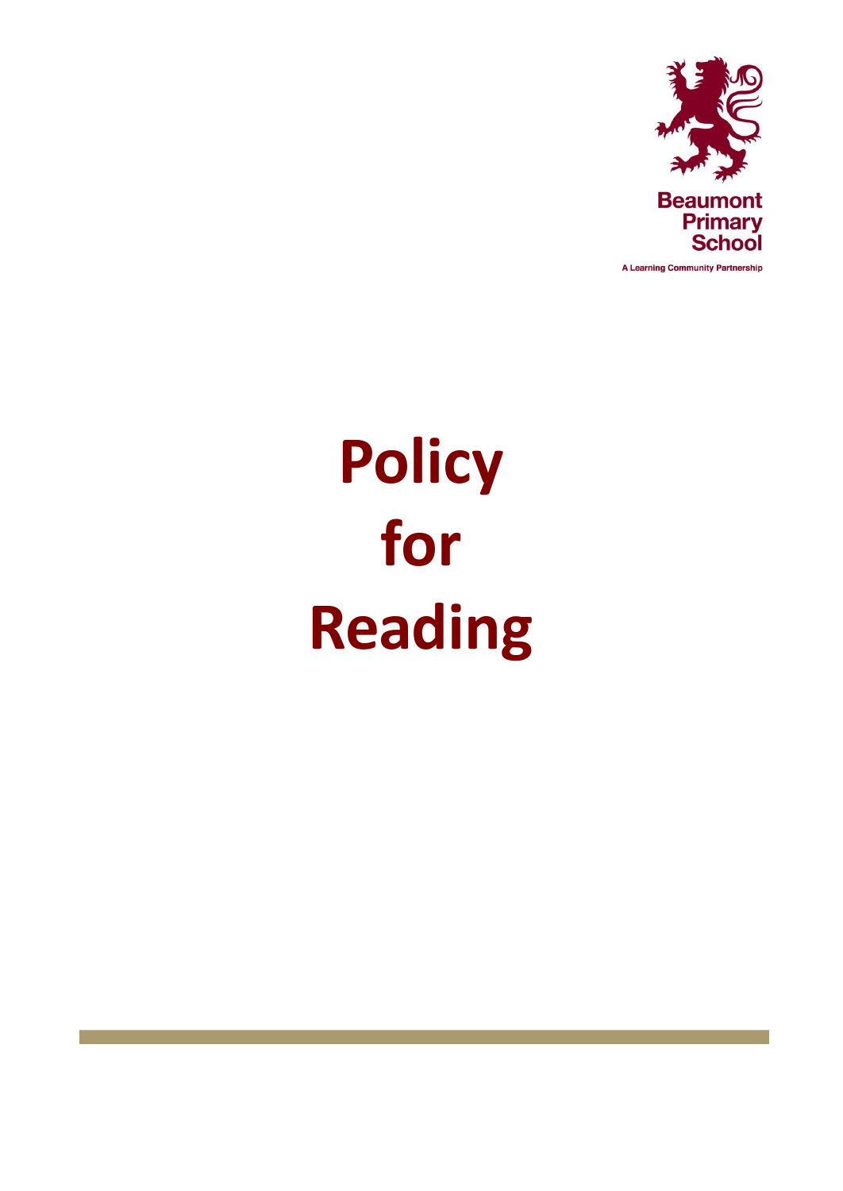Beaumont Primary School

A Learning Community Partnership

# Policy for Reading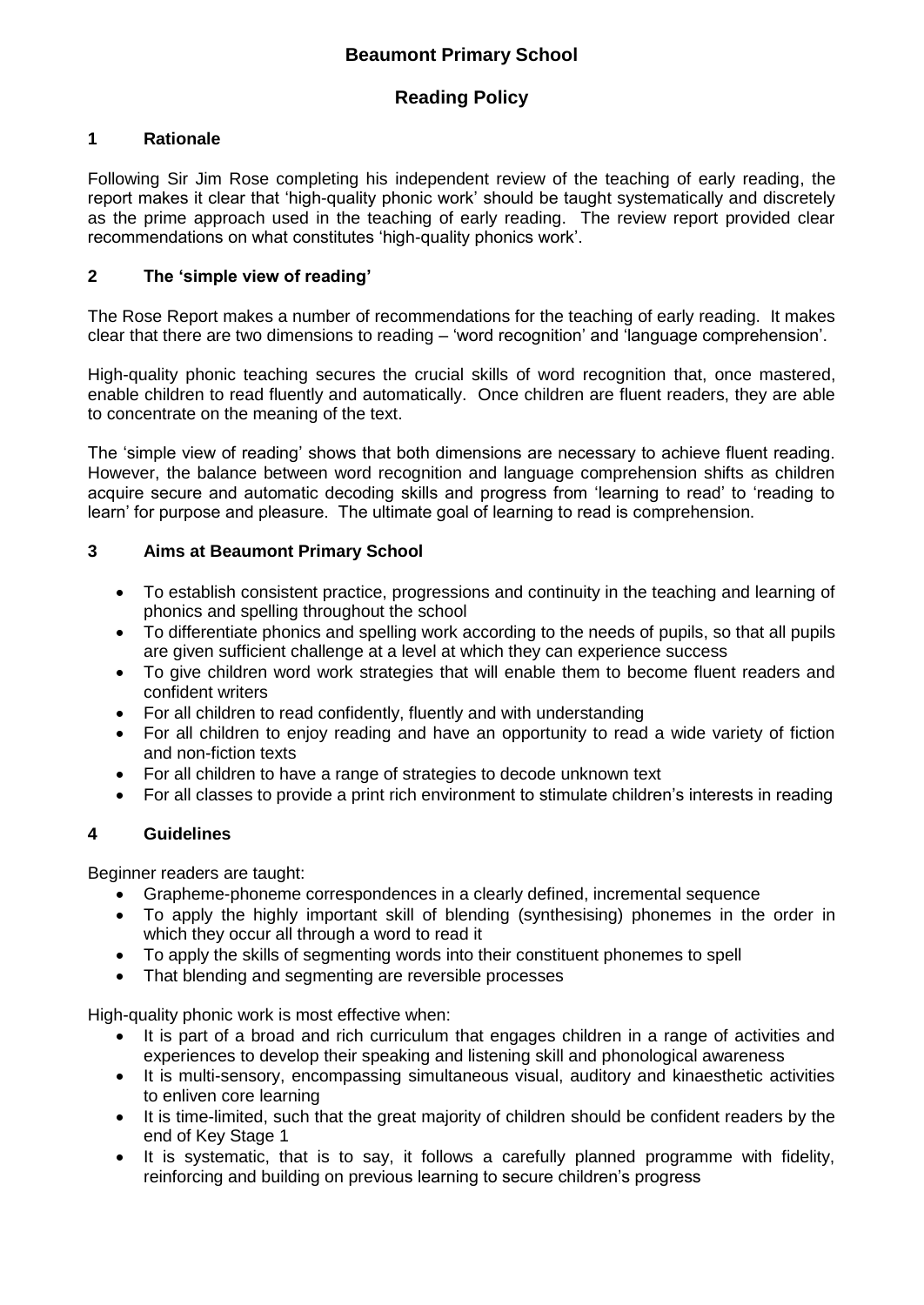# Beaumont Primary School

## Reading Policy

### 1 Rationale

Following Sir Jim Rose completing his independent review of the teaching of early reading, the report makes it clear that 'high-quality phonic work' should be taught systematically and discretely as the prime approach used in the teaching of early reading. The review report provided clear recommendations on what constitutes 'high-quality phonics work'.

### 2 The 'simple view of reading'

The Rose Report makes a number of recommendations for the teaching of early reading. It makes clear that there are two dimensions to reading – 'word recognition' and 'language comprehension'.

High-quality phonic teaching secures the crucial skills of word recognition that, once mastered, enable children to read fluently and automatically. Once children are fluent readers, they are able to concentrate on the meaning of the text.

The 'simple view of reading' shows that both dimensions are necessary to achieve fluent reading. However, the balance between word recognition and language comprehension shifts as children acquire secure and automatic decoding skills and progress from 'learning to read' to 'reading to learn' for purpose and pleasure. The ultimate goal of learning to read is comprehension.

### 3 Aims at Beaumont Primary School

- To establish consistent practice, progressions and continuity in the teaching and learning of phonics and spelling throughout the school
- To differentiate phonics and spelling work according to the needs of pupils, so that all pupils are given sufficient challenge at a level at which they can experience success
- To give children word work strategies that will enable them to become fluent readers and confident writers
- For all children to read confidently, fluently and with understanding
- For all children to enjoy reading and have an opportunity to read a wide variety of fiction and non-fiction texts
- For all children to have a range of strategies to decode unknown text
- For all classes to provide a print rich environment to stimulate children's interests in reading

### 4 Guidelines

Beginner readers are taught:

- Grapheme-phoneme correspondences in a clearly defined, incremental sequence
- To apply the highly important skill of blending (synthesising) phonemes in the order in which they occur all through a word to read it
- To apply the skills of segmenting words into their constituent phonemes to spell
- That blending and segmenting are reversible processes

High-quality phonic work is most effective when:

- It is part of a broad and rich curriculum that engages children in a range of activities and experiences to develop their speaking and listening skill and phonological awareness
- It is multi-sensory, encompassing simultaneous visual, auditory and kinaesthetic activities to enliven core learning
- It is time-limited, such that the great majority of children should be confident readers by the end of Key Stage 1
- It is systematic, that is to say, it follows a carefully planned programme with fidelity, reinforcing and building on previous learning to secure children's progress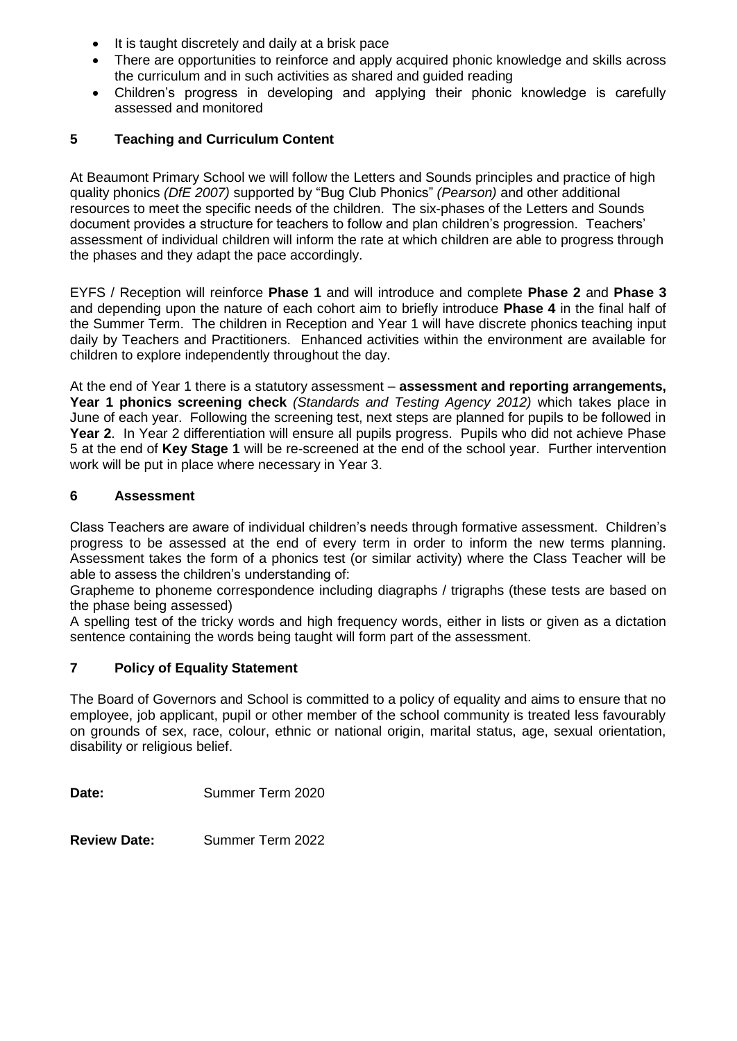- It is taught discretely and daily at a brisk pace
- There are opportunities to reinforce and apply acquired phonic knowledge and skills across the curriculum and in such activities as shared and guided reading
- Children's progress in developing and applying their phonic knowledge is carefully assessed and monitored

## 5 Teaching and Curriculum Content

At Beaumont Primary School we will follow the Letters and Sounds principles and practice of high quality phonics *(DfE 2007)* supported by "Bug Club Phonics" *(Pearson)* and other additional resources to meet the specific needs of the children. The six-phases of the Letters and Sounds document provides a structure for teachers to follow and plan children's progression. Teachers' assessment of individual children will inform the rate at which children are able to progress through the phases and they adapt the pace accordingly.

EYFS / Reception will reinforce **Phase 1** and will introduce and complete **Phase 2** and **Phase 3** and depending upon the nature of each cohort aim to briefly introduce **Phase 4** in the final half of the Summer Term. The children in Reception and Year 1 will have discrete phonics teaching input daily by Teachers and Practitioners. Enhanced activities within the environment are available for children to explore independently throughout the day.

At the end of Year 1 there is a statutory assessment – **assessment and reporting arrangements, Year 1 phonics screening check** *(Standards and Testing Agency 2012)* which takes place in June of each year. Following the screening test, next steps are planned for pupils to be followed in **Year 2**. In Year 2 differentiation will ensure all pupils progress. Pupils who did not achieve Phase 5 at the end of **Key Stage 1** will be re-screened at the end of the school year. Further intervention work will be put in place where necessary in Year 3.

## 6 Assessment

Class Teachers are aware of individual children's needs through formative assessment. Children's progress to be assessed at the end of every term in order to inform the new terms planning. Assessment takes the form of a phonics test (or similar activity) where the Class Teacher will be able to assess the children's understanding of:

Grapheme to phoneme correspondence including diagraphs / trigraphs (these tests are based on the phase being assessed)

A spelling test of the tricky words and high frequency words, either in lists or given as a dictation sentence containing the words being taught will form part of the assessment.

## 7 Policy of Equality Statement

The Board of Governors and School is committed to a policy of equality and aims to ensure that no employee, job applicant, pupil or other member of the school community is treated less favourably on grounds of sex, race, colour, ethnic or national origin, marital status, age, sexual orientation, disability or religious belief.

**Date:** Summer Term 2020

**Review Date:** Summer Term 2022